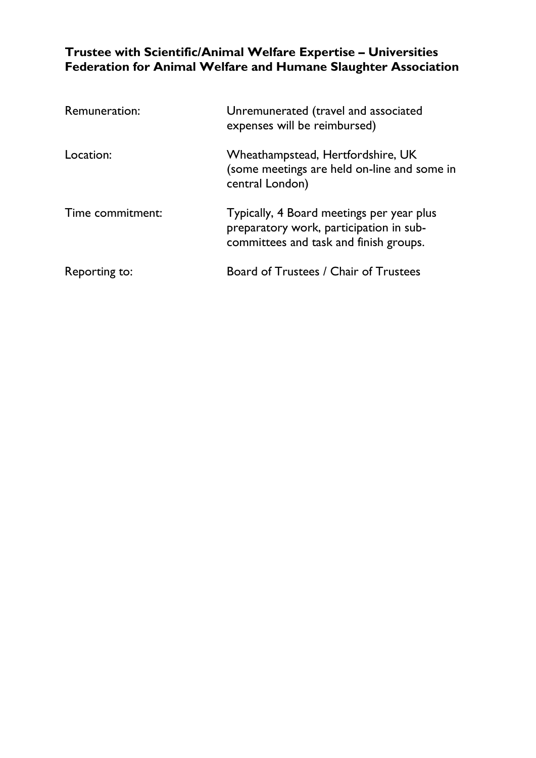# Trustee with Scientific/Animal Welfare Expertise – Universities Federation for Animal Welfare and Humane Slaughter Association

| | |
|---|---|
| Remuneration: | Unremunerated (travel and associated expenses will be reimbursed) |
| Location: | Wheathampstead, Hertfordshire, UK (some meetings are held on-line and some in central London) |
| Time commitment: | Typically, 4 Board meetings per year plus preparatory work, participation in sub-committees and task and finish groups. |
| Reporting to: | Board of Trustees / Chair of Trustees |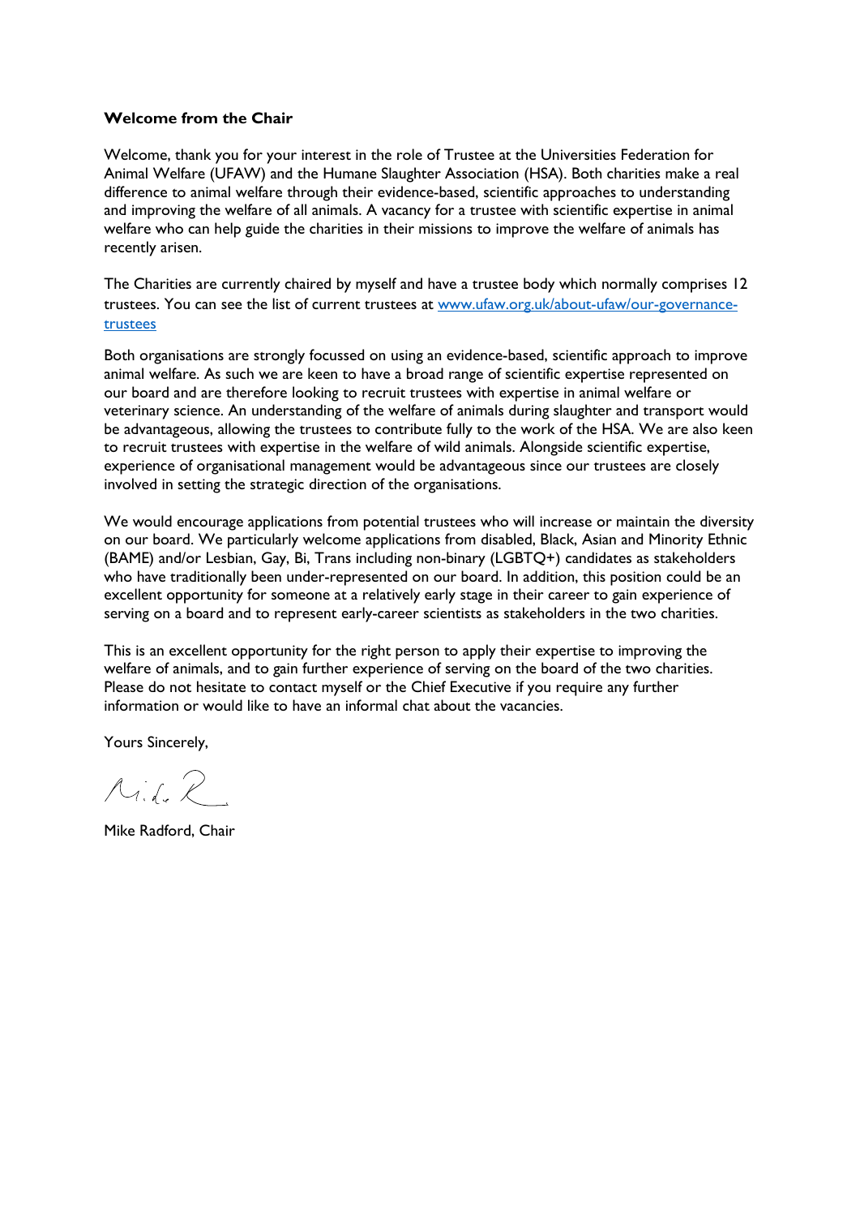**Welcome from the Chair**

Welcome, thank you for your interest in the role of Trustee at the Universities Federation for Animal Welfare (UFAW) and the Humane Slaughter Association (HSA). Both charities make a real difference to animal welfare through their evidence-based, scientific approaches to understanding and improving the welfare of all animals. A vacancy for a trustee with scientific expertise in animal welfare who can help guide the charities in their missions to improve the welfare of animals has recently arisen.

The Charities are currently chaired by myself and have a trustee body which normally comprises 12 trustees. You can see the list of current trustees at [www.ufaw.org.uk/about-ufaw/our-governance-trustees](http://www.ufaw.org.uk/about-ufaw/our-governance-trustees)

Both organisations are strongly focussed on using an evidence-based, scientific approach to improve animal welfare. As such we are keen to have a broad range of scientific expertise represented on our board and are therefore looking to recruit trustees with expertise in animal welfare or veterinary science. An understanding of the welfare of animals during slaughter and transport would be advantageous, allowing the trustees to contribute fully to the work of the HSA. We are also keen to recruit trustees with expertise in the welfare of wild animals. Alongside scientific expertise, experience of organisational management would be advantageous since our trustees are closely involved in setting the strategic direction of the organisations.

We would encourage applications from potential trustees who will increase or maintain the diversity on our board. We particularly welcome applications from disabled, Black, Asian and Minority Ethnic (BAME) and/or Lesbian, Gay, Bi, Trans including non-binary (LGBTQ+) candidates as stakeholders who have traditionally been under-represented on our board. In addition, this position could be an excellent opportunity for someone at a relatively early stage in their career to gain experience of serving on a board and to represent early-career scientists as stakeholders in the two charities.

This is an excellent opportunity for the right person to apply their expertise to improving the welfare of animals, and to gain further experience of serving on the board of the two charities. Please do not hesitate to contact myself or the Chief Executive if you require any further information or would like to have an informal chat about the vacancies.

Yours Sincerely,

Mike Radford, Chair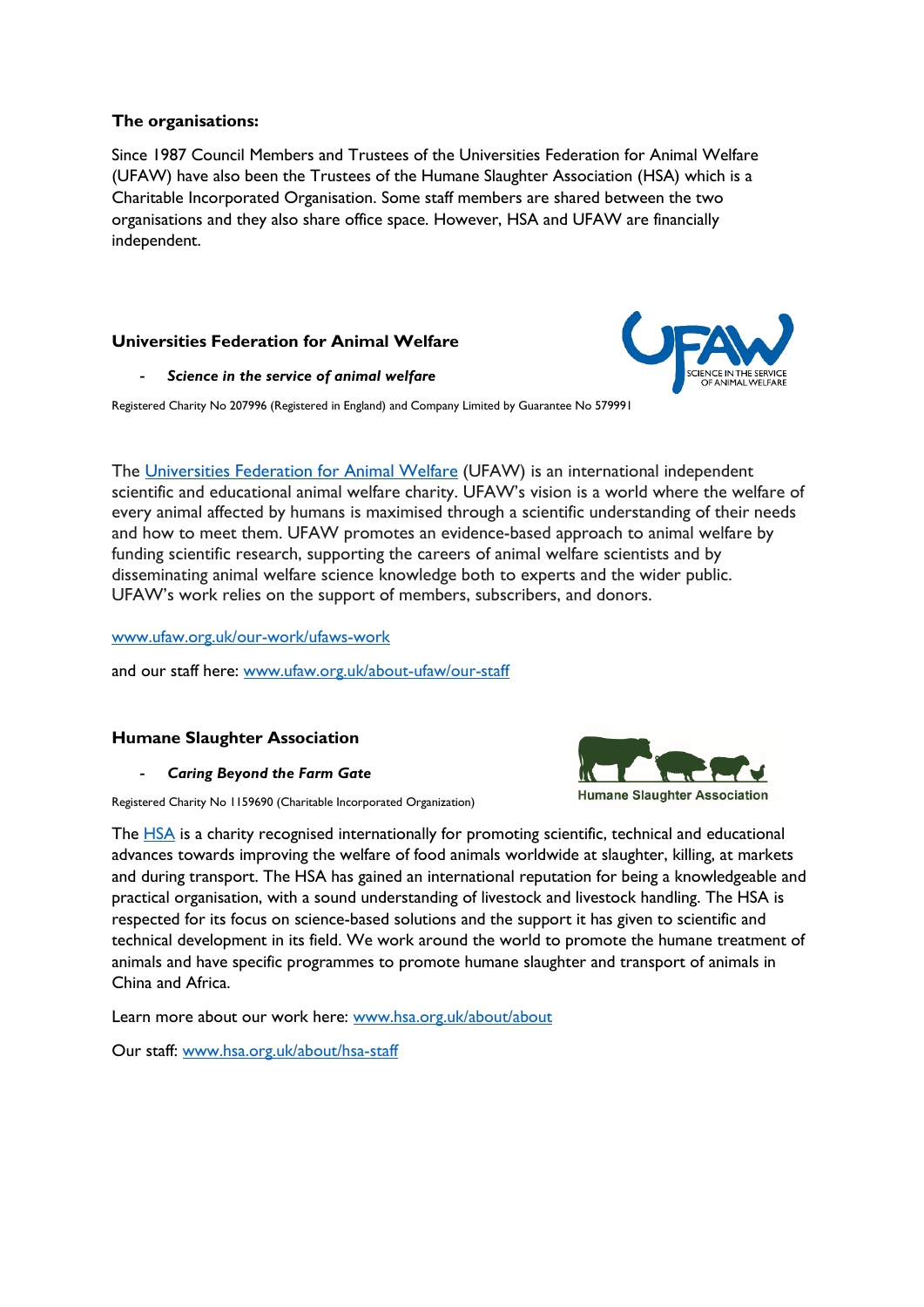**The organisations:**

Since 1987 Council Members and Trustees of the Universities Federation for Animal Welfare (UFAW) have also been the Trustees of the Humane Slaughter Association (HSA) which is a Charitable Incorporated Organisation. Some staff members are shared between the two organisations and they also share office space. However, HSA and UFAW are financially independent.

**Universities Federation for Animal Welfare**

- ***Science in the service of animal welfare***

Registered Charity No 207996 (Registered in England) and Company Limited by Guarantee No 579991

The [Universities Federation for Animal Welfare](http://www.ufaw.org.uk) (UFAW) is an international independent scientific and educational animal welfare charity. UFAW's vision is a world where the welfare of every animal affected by humans is maximised through a scientific understanding of their needs and how to meet them. UFAW promotes an evidence-based approach to animal welfare by funding scientific research, supporting the careers of animal welfare scientists and by disseminating animal welfare science knowledge both to experts and the wider public. UFAW's work relies on the support of members, subscribers, and donors.

[www.ufaw.org.uk/our-work/ufaws-work](http://www.ufaw.org.uk/our-work/ufaws-work)

and our staff here: [www.ufaw.org.uk/about-ufaw/our-staff](http://www.ufaw.org.uk/about-ufaw/our-staff)

**Humane Slaughter Association**

- ***Caring Beyond the Farm Gate***

Registered Charity No 1159690 (Charitable Incorporated Organization)

The [HSA](http://www.hsa.org.uk) is a charity recognised internationally for promoting scientific, technical and educational advances towards improving the welfare of food animals worldwide at slaughter, killing, at markets and during transport. The HSA has gained an international reputation for being a knowledgeable and practical organisation, with a sound understanding of livestock and livestock handling. The HSA is respected for its focus on science-based solutions and the support it has given to scientific and technical development in its field. We work around the world to promote the humane treatment of animals and have specific programmes to promote humane slaughter and transport of animals in China and Africa.

Learn more about our work here: [www.hsa.org.uk/about/about](http://www.hsa.org.uk/about/about)

Our staff: [www.hsa.org.uk/about/hsa-staff](http://www.hsa.org.uk/about/hsa-staff)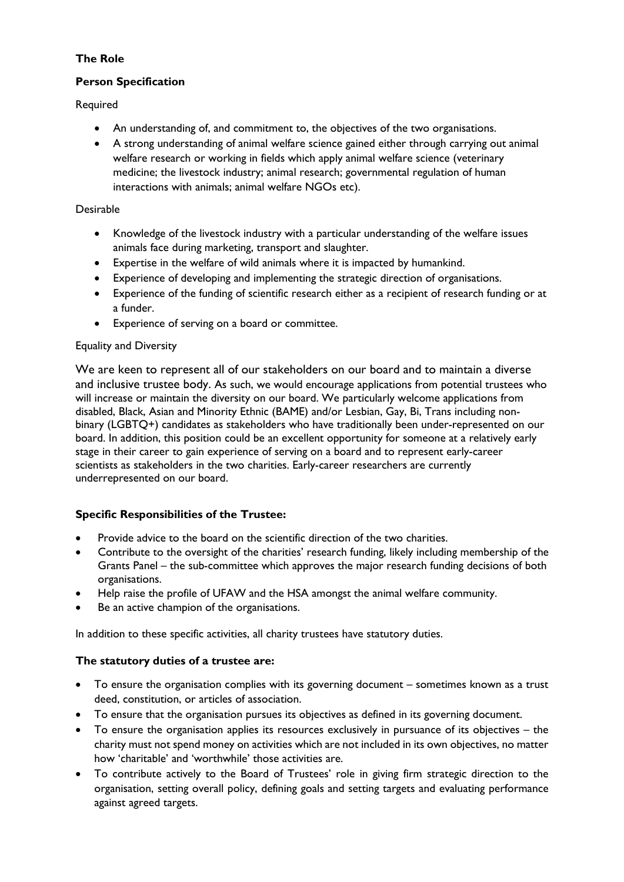**The Role**

**Person Specification**

Required

- An understanding of, and commitment to, the objectives of the two organisations.
- A strong understanding of animal welfare science gained either through carrying out animal welfare research or working in fields which apply animal welfare science (veterinary medicine; the livestock industry; animal research; governmental regulation of human interactions with animals; animal welfare NGOs etc).

Desirable

- Knowledge of the livestock industry with a particular understanding of the welfare issues animals face during marketing, transport and slaughter.
- Expertise in the welfare of wild animals where it is impacted by humankind.
- Experience of developing and implementing the strategic direction of organisations.
- Experience of the funding of scientific research either as a recipient of research funding or at a funder.
- Experience of serving on a board or committee.

Equality and Diversity

We are keen to represent all of our stakeholders on our board and to maintain a diverse and inclusive trustee body. As such, we would encourage applications from potential trustees who will increase or maintain the diversity on our board. We particularly welcome applications from disabled, Black, Asian and Minority Ethnic (BAME) and/or Lesbian, Gay, Bi, Trans including non-binary (LGBTQ+) candidates as stakeholders who have traditionally been under-represented on our board. In addition, this position could be an excellent opportunity for someone at a relatively early stage in their career to gain experience of serving on a board and to represent early-career scientists as stakeholders in the two charities. Early-career researchers are currently underrepresented on our board.

**Specific Responsibilities of the Trustee:**

- Provide advice to the board on the scientific direction of the two charities.
- Contribute to the oversight of the charities' research funding, likely including membership of the Grants Panel – the sub-committee which approves the major research funding decisions of both organisations.
- Help raise the profile of UFAW and the HSA amongst the animal welfare community.
- Be an active champion of the organisations.

In addition to these specific activities, all charity trustees have statutory duties.

**The statutory duties of a trustee are:**

- To ensure the organisation complies with its governing document – sometimes known as a trust deed, constitution, or articles of association.
- To ensure that the organisation pursues its objectives as defined in its governing document.
- To ensure the organisation applies its resources exclusively in pursuance of its objectives – the charity must not spend money on activities which are not included in its own objectives, no matter how 'charitable' and 'worthwhile' those activities are.
- To contribute actively to the Board of Trustees' role in giving firm strategic direction to the organisation, setting overall policy, defining goals and setting targets and evaluating performance against agreed targets.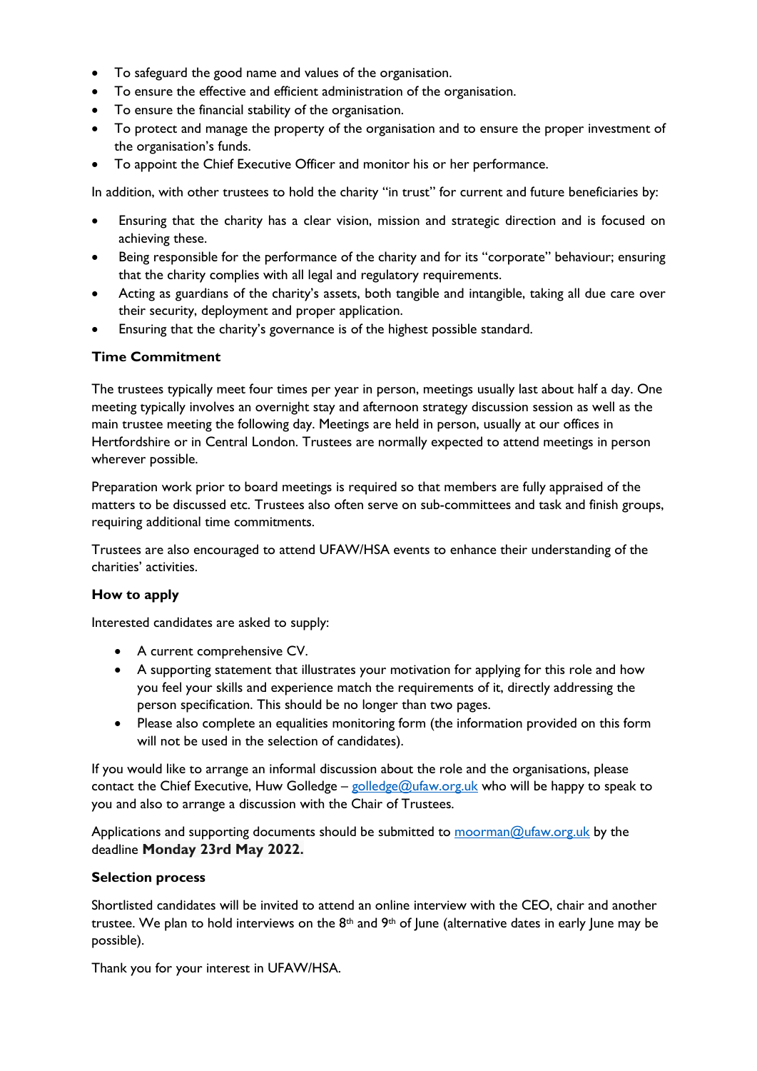- To safeguard the good name and values of the organisation.
- To ensure the effective and efficient administration of the organisation.
- To ensure the financial stability of the organisation.
- To protect and manage the property of the organisation and to ensure the proper investment of the organisation's funds.
- To appoint the Chief Executive Officer and monitor his or her performance.

In addition, with other trustees to hold the charity "in trust" for current and future beneficiaries by:

- Ensuring that the charity has a clear vision, mission and strategic direction and is focused on achieving these.
- Being responsible for the performance of the charity and for its "corporate" behaviour; ensuring that the charity complies with all legal and regulatory requirements.
- Acting as guardians of the charity's assets, both tangible and intangible, taking all due care over their security, deployment and proper application.
- Ensuring that the charity's governance is of the highest possible standard.

### Time Commitment

The trustees typically meet four times per year in person, meetings usually last about half a day. One meeting typically involves an overnight stay and afternoon strategy discussion session as well as the main trustee meeting the following day. Meetings are held in person, usually at our offices in Hertfordshire or in Central London. Trustees are normally expected to attend meetings in person wherever possible.

Preparation work prior to board meetings is required so that members are fully appraised of the matters to be discussed etc. Trustees also often serve on sub-committees and task and finish groups, requiring additional time commitments.

Trustees are also encouraged to attend UFAW/HSA events to enhance their understanding of the charities' activities.

### How to apply

Interested candidates are asked to supply:

- A current comprehensive CV.
- A supporting statement that illustrates your motivation for applying for this role and how you feel your skills and experience match the requirements of it, directly addressing the person specification. This should be no longer than two pages.
- Please also complete an equalities monitoring form (the information provided on this form will not be used in the selection of candidates).

If you would like to arrange an informal discussion about the role and the organisations, please contact the Chief Executive, Huw Golledge – golledge@ufaw.org.uk who will be happy to speak to you and also to arrange a discussion with the Chair of Trustees.

Applications and supporting documents should be submitted to moorman@ufaw.org.uk by the deadline **Monday 23rd May 2022.**

### Selection process

Shortlisted candidates will be invited to attend an online interview with the CEO, chair and another trustee. We plan to hold interviews on the 8th and 9th of June (alternative dates in early June may be possible).

Thank you for your interest in UFAW/HSA.